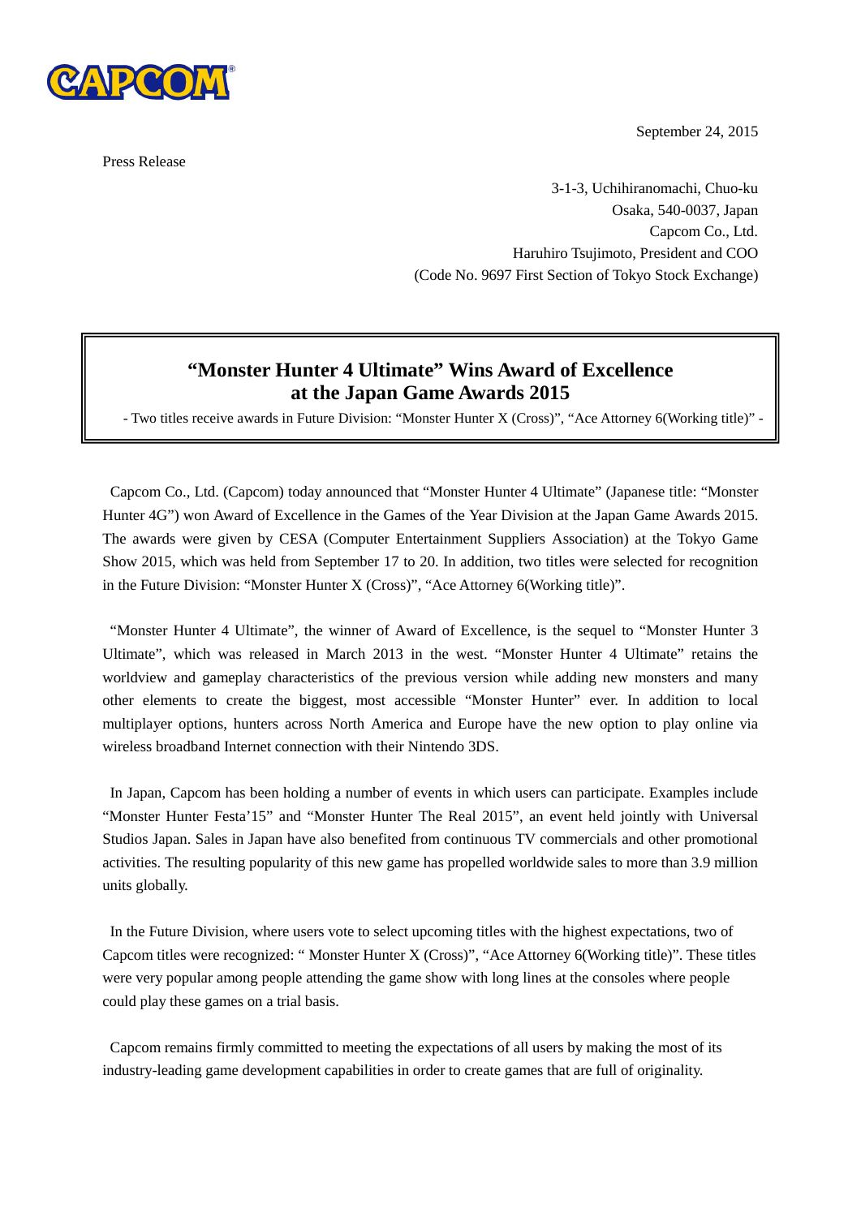CAPCOM

September 24, 2015

Press Release

3-1-3, Uchihiranomachi, Chuo-ku
Osaka, 540-0037, Japan
Capcom Co., Ltd.
Haruhiro Tsujimoto, President and COO
(Code No. 9697 First Section of Tokyo Stock Exchange)

# "Monster Hunter 4 Ultimate" Wins Award of Excellence at the Japan Game Awards 2015

- Two titles receive awards in Future Division: "Monster Hunter X (Cross)", "Ace Attorney 6(Working title)" -

Capcom Co., Ltd. (Capcom) today announced that "Monster Hunter 4 Ultimate" (Japanese title: "Monster Hunter 4G") won Award of Excellence in the Games of the Year Division at the Japan Game Awards 2015. The awards were given by CESA (Computer Entertainment Suppliers Association) at the Tokyo Game Show 2015, which was held from September 17 to 20. In addition, two titles were selected for recognition in the Future Division: "Monster Hunter X (Cross)", "Ace Attorney 6(Working title)".

"Monster Hunter 4 Ultimate", the winner of Award of Excellence, is the sequel to "Monster Hunter 3 Ultimate", which was released in March 2013 in the west. "Monster Hunter 4 Ultimate" retains the worldview and gameplay characteristics of the previous version while adding new monsters and many other elements to create the biggest, most accessible "Monster Hunter" ever. In addition to local multiplayer options, hunters across North America and Europe have the new option to play online via wireless broadband Internet connection with their Nintendo 3DS.

In Japan, Capcom has been holding a number of events in which users can participate. Examples include "Monster Hunter Festa'15" and "Monster Hunter The Real 2015", an event held jointly with Universal Studios Japan. Sales in Japan have also benefited from continuous TV commercials and other promotional activities. The resulting popularity of this new game has propelled worldwide sales to more than 3.9 million units globally.

In the Future Division, where users vote to select upcoming titles with the highest expectations, two of Capcom titles were recognized: " Monster Hunter X (Cross)", "Ace Attorney 6(Working title)". These titles were very popular among people attending the game show with long lines at the consoles where people could play these games on a trial basis.

Capcom remains firmly committed to meeting the expectations of all users by making the most of its industry-leading game development capabilities in order to create games that are full of originality.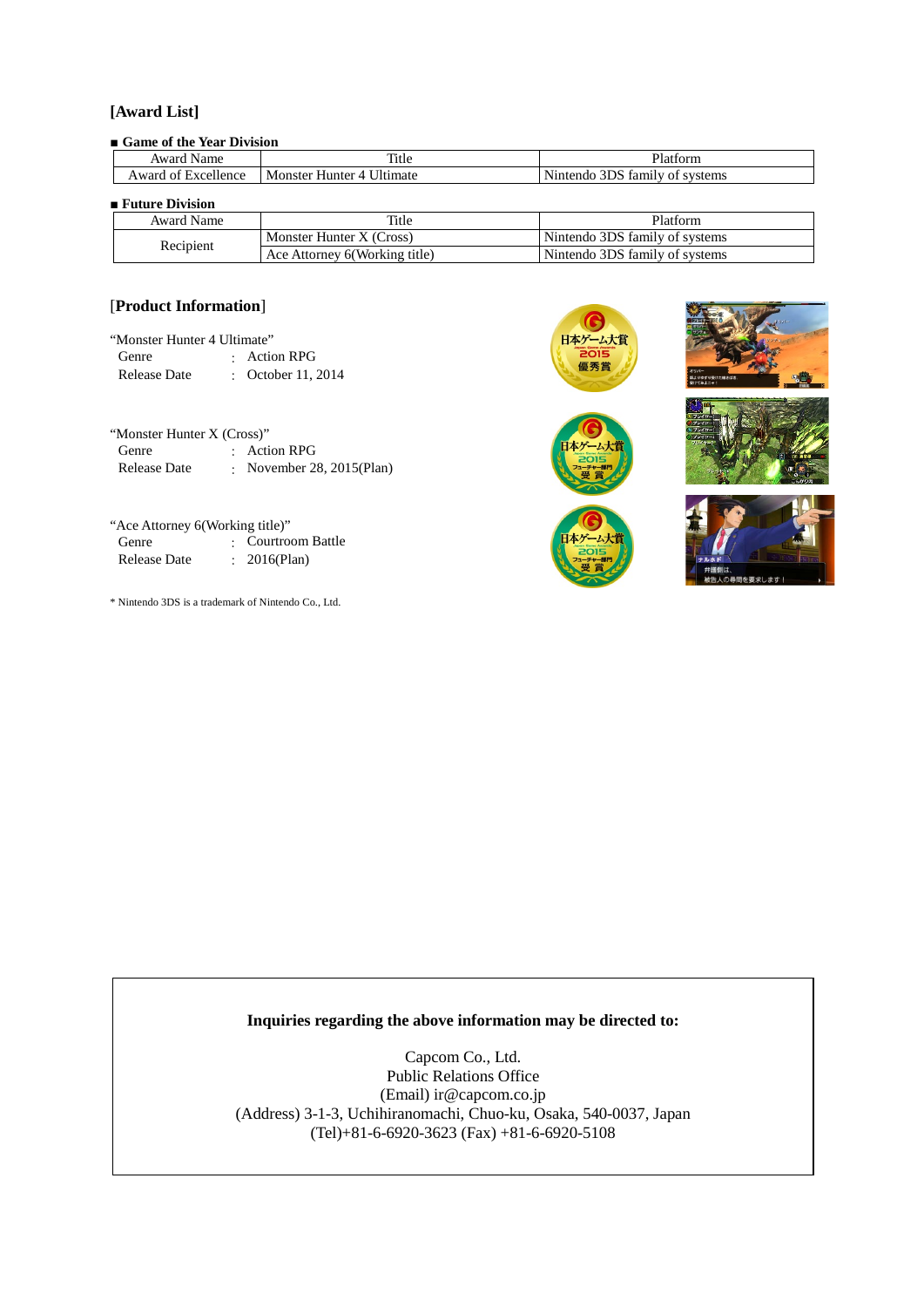## [Award List]

**■ Game of the Year Division**

| Award Name | Title | Platform |
|---|---|---|
| Award of Excellence | Monster Hunter 4 Ultimate | Nintendo 3DS family of systems |

**■ Future Division**

| Award Name | Title | Platform |
|---|---|---|
| Recipient | Monster Hunter X (Cross) | Nintendo 3DS family of systems |
| | Ace Attorney 6(Working title) | Nintendo 3DS family of systems |

## [Product Information]

"Monster Hunter 4 Ultimate"

| | | |
|---|---|---|
| Genre | : | Action RPG |
| Release Date | : | October 11, 2014 |

"Monster Hunter X (Cross)"

| | | |
|---|---|---|
| Genre | : | Action RPG |
| Release Date | : | November 28, 2015(Plan) |

"Ace Attorney 6(Working title)"

| | | |
|---|---|---|
| Genre | : | Courtroom Battle |
| Release Date | : | 2016(Plan) |

* Nintendo 3DS is a trademark of Nintendo Co., Ltd.

**Inquiries regarding the above information may be directed to:**

Capcom Co., Ltd.
Public Relations Office
(Email) ir@capcom.co.jp
(Address) 3-1-3, Uchihiranomachi, Chuo-ku, Osaka, 540-0037, Japan
(Tel)+81-6-6920-3623 (Fax) +81-6-6920-5108